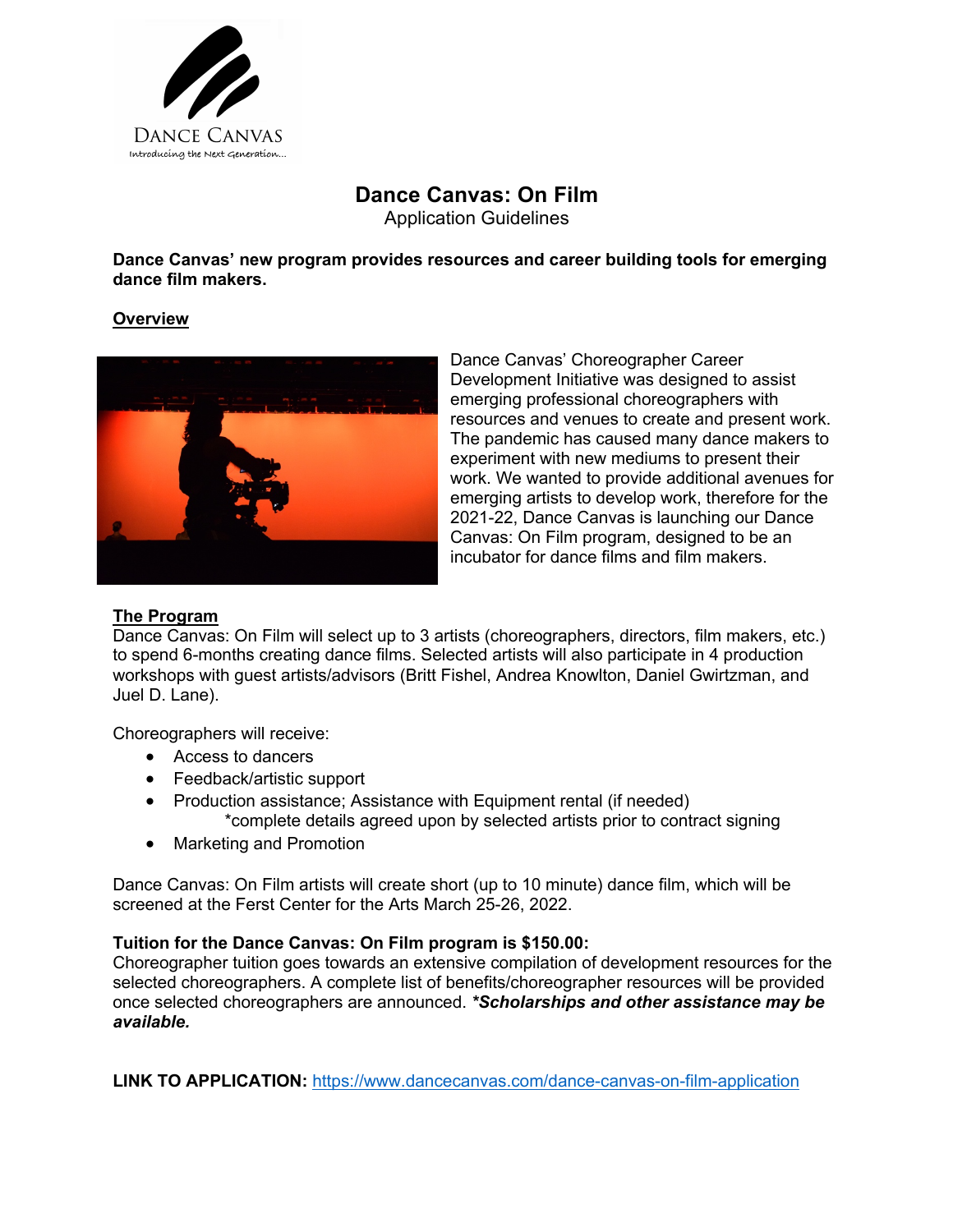DANCE CANVAS
Introducing the Next Generation...

# Dance Canvas: On Film

Application Guidelines

**Dance Canvas' new program provides resources and career building tools for emerging dance film makers.**

## Overview

Dance Canvas' Choreographer Career Development Initiative was designed to assist emerging professional choreographers with resources and venues to create and present work. The pandemic has caused many dance makers to experiment with new mediums to present their work. We wanted to provide additional avenues for emerging artists to develop work, therefore for the 2021-22, Dance Canvas is launching our Dance Canvas: On Film program, designed to be an incubator for dance films and film makers.

## The Program

Dance Canvas: On Film will select up to 3 artists (choreographers, directors, film makers, etc.) to spend 6-months creating dance films. Selected artists will also participate in 4 production workshops with guest artists/advisors (Britt Fishel, Andrea Knowlton, Daniel Gwirtzman, and Juel D. Lane).

Choreographers will receive:

- Access to dancers
- Feedback/artistic support
- Production assistance; Assistance with Equipment rental (if needed)
  *complete details agreed upon by selected artists prior to contract signing
- Marketing and Promotion

Dance Canvas: On Film artists will create short (up to 10 minute) dance film, which will be screened at the Ferst Center for the Arts March 25-26, 2022.

**Tuition for the Dance Canvas: On Film program is $150.00:**
Choreographer tuition goes towards an extensive compilation of development resources for the selected choreographers. A complete list of benefits/choreographer resources will be provided once selected choreographers are announced. ***Scholarships and other assistance may be available.***

**LINK TO APPLICATION:** https://www.dancecanvas.com/dance-canvas-on-film-application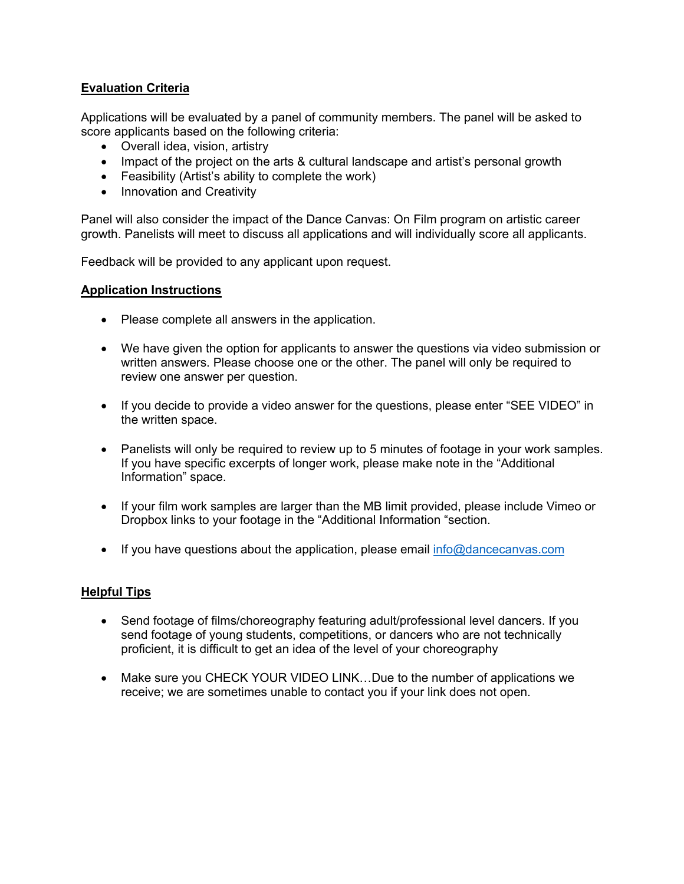**Evaluation Criteria**

Applications will be evaluated by a panel of community members. The panel will be asked to score applicants based on the following criteria:

- Overall idea, vision, artistry
- Impact of the project on the arts & cultural landscape and artist's personal growth
- Feasibility (Artist's ability to complete the work)
- Innovation and Creativity

Panel will also consider the impact of the Dance Canvas: On Film program on artistic career growth. Panelists will meet to discuss all applications and will individually score all applicants.

Feedback will be provided to any applicant upon request.

**Application Instructions**

- Please complete all answers in the application.
- We have given the option for applicants to answer the questions via video submission or written answers. Please choose one or the other. The panel will only be required to review one answer per question.
- If you decide to provide a video answer for the questions, please enter "SEE VIDEO" in the written space.
- Panelists will only be required to review up to 5 minutes of footage in your work samples. If you have specific excerpts of longer work, please make note in the "Additional Information" space.
- If your film work samples are larger than the MB limit provided, please include Vimeo or Dropbox links to your footage in the "Additional Information "section.
- If you have questions about the application, please email info@dancecanvas.com

**Helpful Tips**

- Send footage of films/choreography featuring adult/professional level dancers. If you send footage of young students, competitions, or dancers who are not technically proficient, it is difficult to get an idea of the level of your choreography
- Make sure you CHECK YOUR VIDEO LINK…Due to the number of applications we receive; we are sometimes unable to contact you if your link does not open.